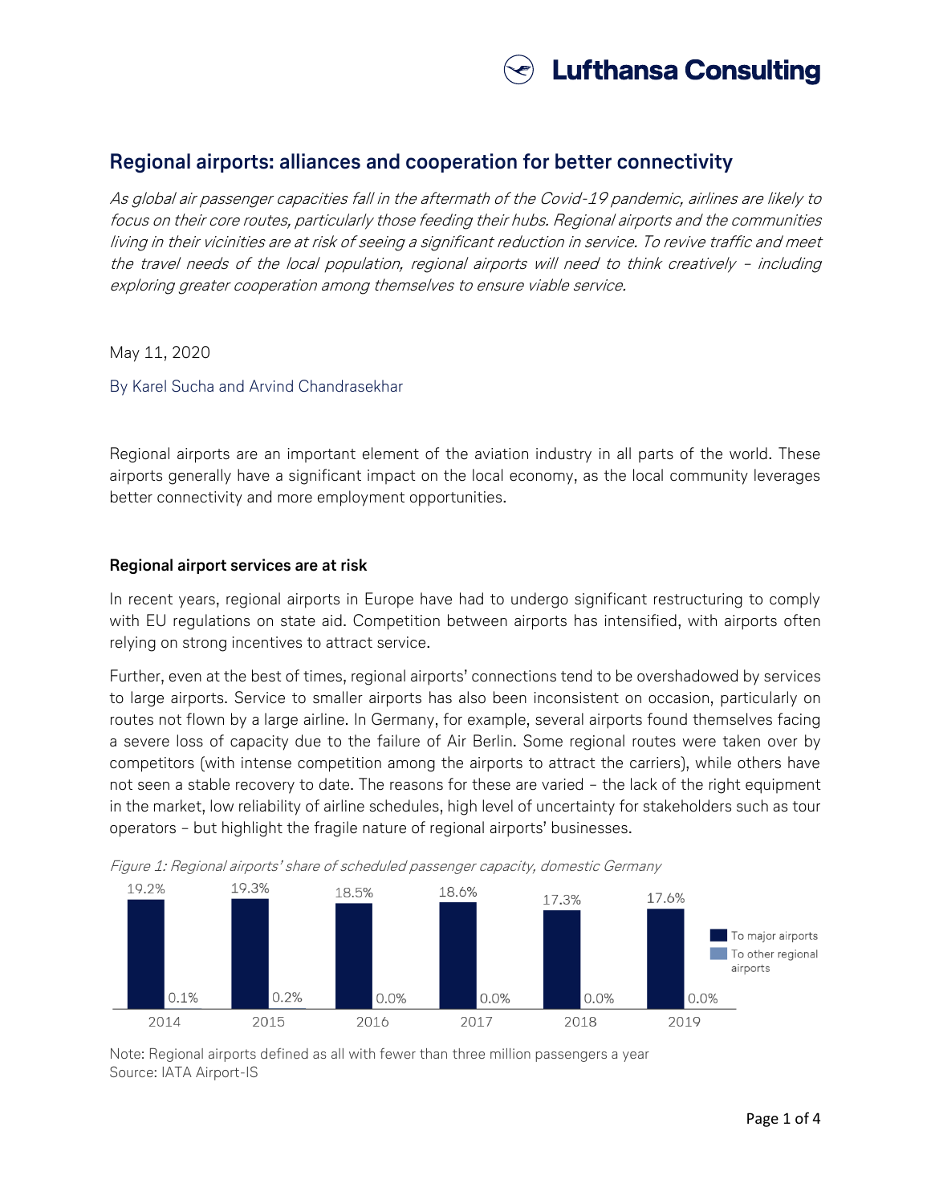# Regional airports: alliances and cooperation for better connectivity

*As global air passenger capacities fall in the aftermath of the Covid-19 pandemic, airlines are likely to focus on their core routes, particularly those feeding their hubs. Regional airports and the communities living in their vicinities are at risk of seeing a significant reduction in service. To revive traffic and meet the travel needs of the local population, regional airports will need to think creatively – including exploring greater cooperation among themselves to ensure viable service.*

May 11, 2020

By Karel Sucha and Arvind Chandrasekhar

Regional airports are an important element of the aviation industry in all parts of the world. These airports generally have a significant impact on the local economy, as the local community leverages better connectivity and more employment opportunities.

## Regional airport services are at risk

In recent years, regional airports in Europe have had to undergo significant restructuring to comply with EU regulations on state aid. Competition between airports has intensified, with airports often relying on strong incentives to attract service.

Further, even at the best of times, regional airports' connections tend to be overshadowed by services to large airports. Service to smaller airports has also been inconsistent on occasion, particularly on routes not flown by a large airline. In Germany, for example, several airports found themselves facing a severe loss of capacity due to the failure of Air Berlin. Some regional routes were taken over by competitors (with intense competition among the airports to attract the carriers), while others have not seen a stable recovery to date. The reasons for these are varied – the lack of the right equipment in the market, low reliability of airline schedules, high level of uncertainty for stakeholders such as tour operators – but highlight the fragile nature of regional airports' businesses.

*Figure 1: Regional airports' share of scheduled passenger capacity, domestic Germany*

| Year | To major airports | To other regional airports |
|---|---|---|
| 2014 | 19.2% | 0.1% |
| 2015 | 19.3% | 0.2% |
| 2016 | 18.5% | 0.0% |
| 2017 | 18.6% | 0.0% |
| 2018 | 17.3% | 0.0% |
| 2019 | 17.6% | 0.0% |

Note: Regional airports defined as all with fewer than three million passengers a year
Source: IATA Airport-IS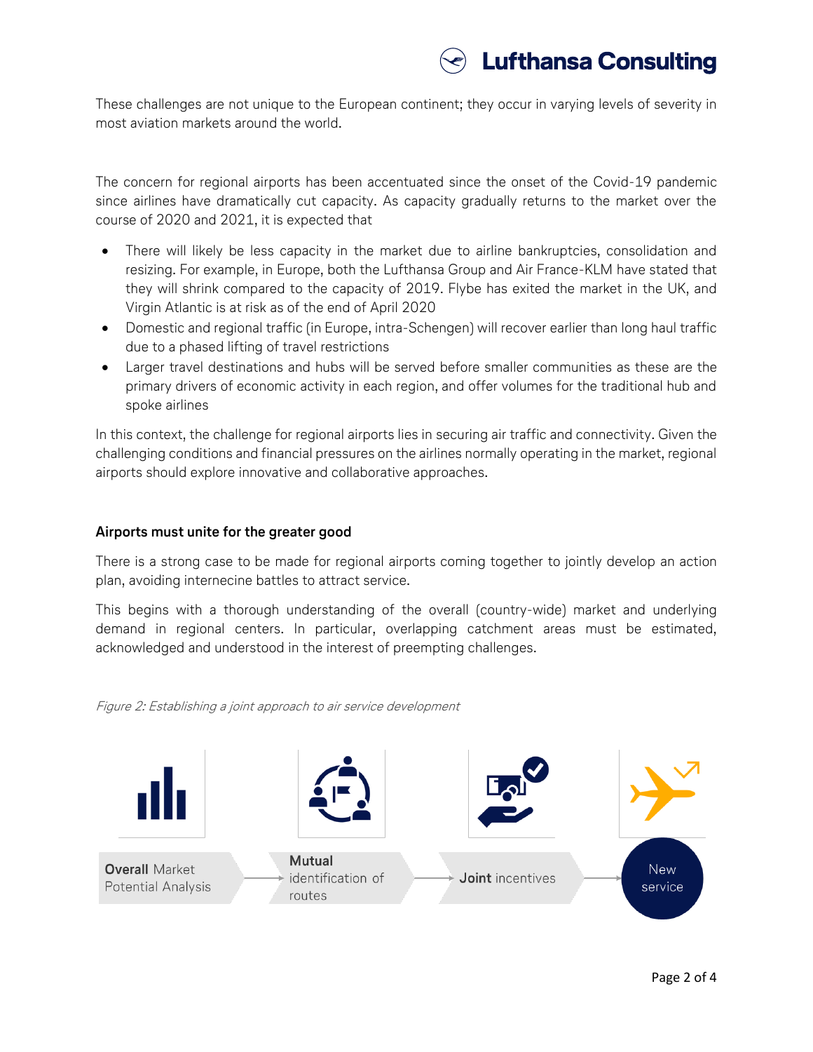These challenges are not unique to the European continent; they occur in varying levels of severity in most aviation markets around the world.

The concern for regional airports has been accentuated since the onset of the Covid-19 pandemic since airlines have dramatically cut capacity. As capacity gradually returns to the market over the course of 2020 and 2021, it is expected that

- There will likely be less capacity in the market due to airline bankruptcies, consolidation and resizing. For example, in Europe, both the Lufthansa Group and Air France-KLM have stated that they will shrink compared to the capacity of 2019. Flybe has exited the market in the UK, and Virgin Atlantic is at risk as of the end of April 2020
- Domestic and regional traffic (in Europe, intra-Schengen) will recover earlier than long haul traffic due to a phased lifting of travel restrictions
- Larger travel destinations and hubs will be served before smaller communities as these are the primary drivers of economic activity in each region, and offer volumes for the traditional hub and spoke airlines

In this context, the challenge for regional airports lies in securing air traffic and connectivity. Given the challenging conditions and financial pressures on the airlines normally operating in the market, regional airports should explore innovative and collaborative approaches.

### Airports must unite for the greater good

There is a strong case to be made for regional airports coming together to jointly develop an action plan, avoiding internecine battles to attract service.

This begins with a thorough understanding of the overall (country-wide) market and underlying demand in regional centers. In particular, overlapping catchment areas must be estimated, acknowledged and understood in the interest of preempting challenges.

*Figure 2: Establishing a joint approach to air service development*

**Overall** Market Potential Analysis → **Mutual** identification of routes → **Joint** incentives → New service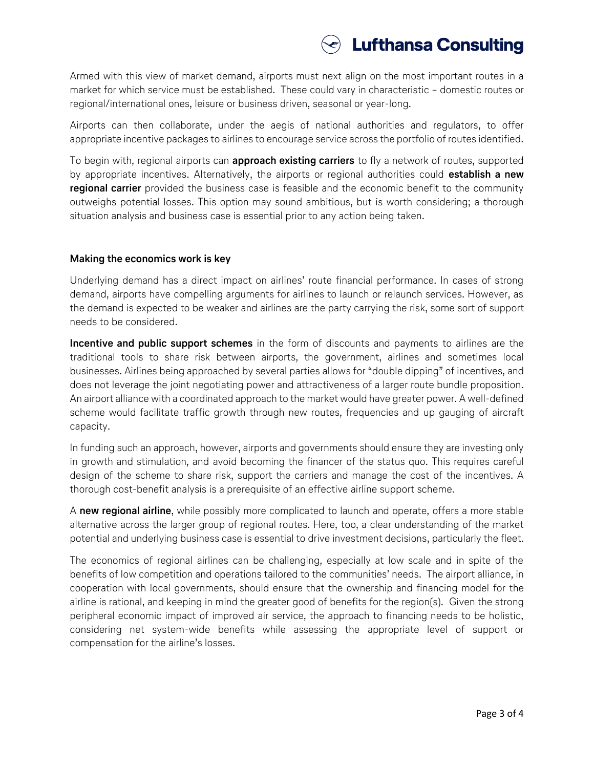Armed with this view of market demand, airports must next align on the most important routes in a market for which service must be established. These could vary in characteristic – domestic routes or regional/international ones, leisure or business driven, seasonal or year-long.

Airports can then collaborate, under the aegis of national authorities and regulators, to offer appropriate incentive packages to airlines to encourage service across the portfolio of routes identified.

To begin with, regional airports can **approach existing carriers** to fly a network of routes, supported by appropriate incentives. Alternatively, the airports or regional authorities could **establish a new regional carrier** provided the business case is feasible and the economic benefit to the community outweighs potential losses. This option may sound ambitious, but is worth considering; a thorough situation analysis and business case is essential prior to any action being taken.

### Making the economics work is key

Underlying demand has a direct impact on airlines' route financial performance. In cases of strong demand, airports have compelling arguments for airlines to launch or relaunch services. However, as the demand is expected to be weaker and airlines are the party carrying the risk, some sort of support needs to be considered.

**Incentive and public support schemes** in the form of discounts and payments to airlines are the traditional tools to share risk between airports, the government, airlines and sometimes local businesses. Airlines being approached by several parties allows for "double dipping" of incentives, and does not leverage the joint negotiating power and attractiveness of a larger route bundle proposition. An airport alliance with a coordinated approach to the market would have greater power. A well-defined scheme would facilitate traffic growth through new routes, frequencies and up gauging of aircraft capacity.

In funding such an approach, however, airports and governments should ensure they are investing only in growth and stimulation, and avoid becoming the financer of the status quo. This requires careful design of the scheme to share risk, support the carriers and manage the cost of the incentives. A thorough cost-benefit analysis is a prerequisite of an effective airline support scheme.

A **new regional airline**, while possibly more complicated to launch and operate, offers a more stable alternative across the larger group of regional routes. Here, too, a clear understanding of the market potential and underlying business case is essential to drive investment decisions, particularly the fleet.

The economics of regional airlines can be challenging, especially at low scale and in spite of the benefits of low competition and operations tailored to the communities' needs. The airport alliance, in cooperation with local governments, should ensure that the ownership and financing model for the airline is rational, and keeping in mind the greater good of benefits for the region(s). Given the strong peripheral economic impact of improved air service, the approach to financing needs to be holistic, considering net system-wide benefits while assessing the appropriate level of support or compensation for the airline's losses.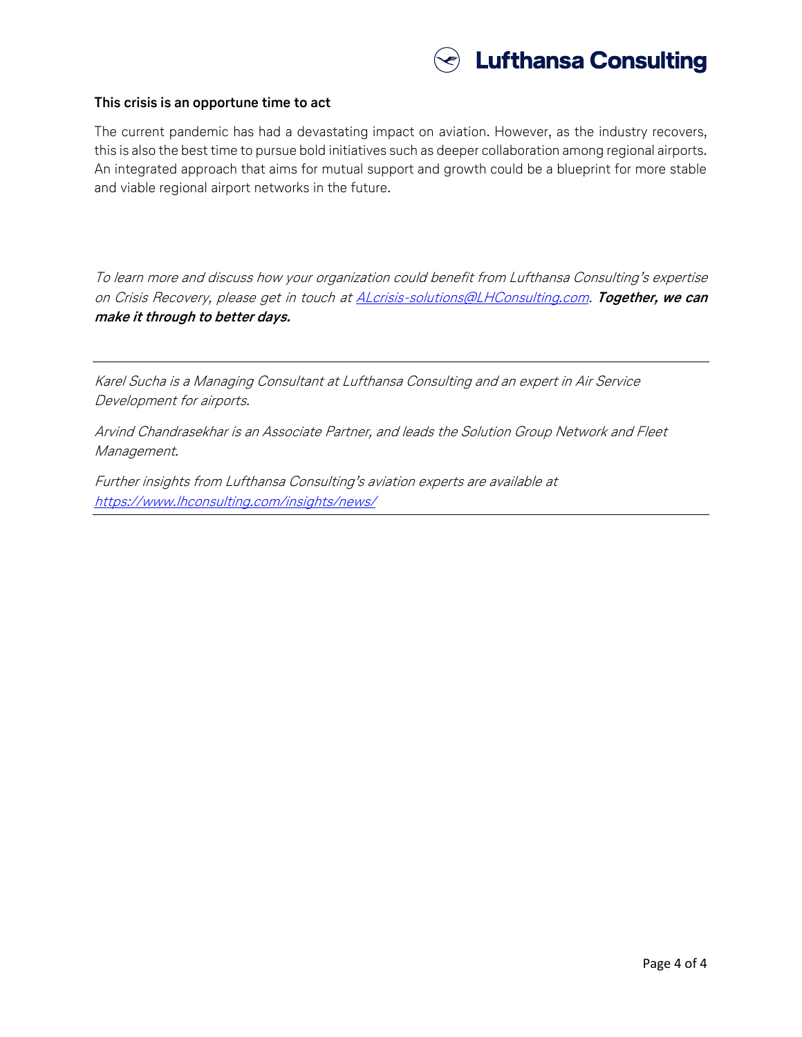### This crisis is an opportune time to act

The current pandemic has had a devastating impact on aviation. However, as the industry recovers, this is also the best time to pursue bold initiatives such as deeper collaboration among regional airports. An integrated approach that aims for mutual support and growth could be a blueprint for more stable and viable regional airport networks in the future.

*To learn more and discuss how your organization could benefit from Lufthansa Consulting's expertise on Crisis Recovery, please get in touch at [ALcrisis-solutions@LHConsulting.com](mailto:ALcrisis-solutions@LHConsulting.com).* ***Together, we can make it through to better days.***

---

*Karel Sucha is a Managing Consultant at Lufthansa Consulting and an expert in Air Service Development for airports.*

*Arvind Chandrasekhar is an Associate Partner, and leads the Solution Group Network and Fleet Management.*

*Further insights from Lufthansa Consulting's aviation experts are available at [https://www.lhconsulting.com/insights/news/](https://www.lhconsulting.com/insights/news/)*

---